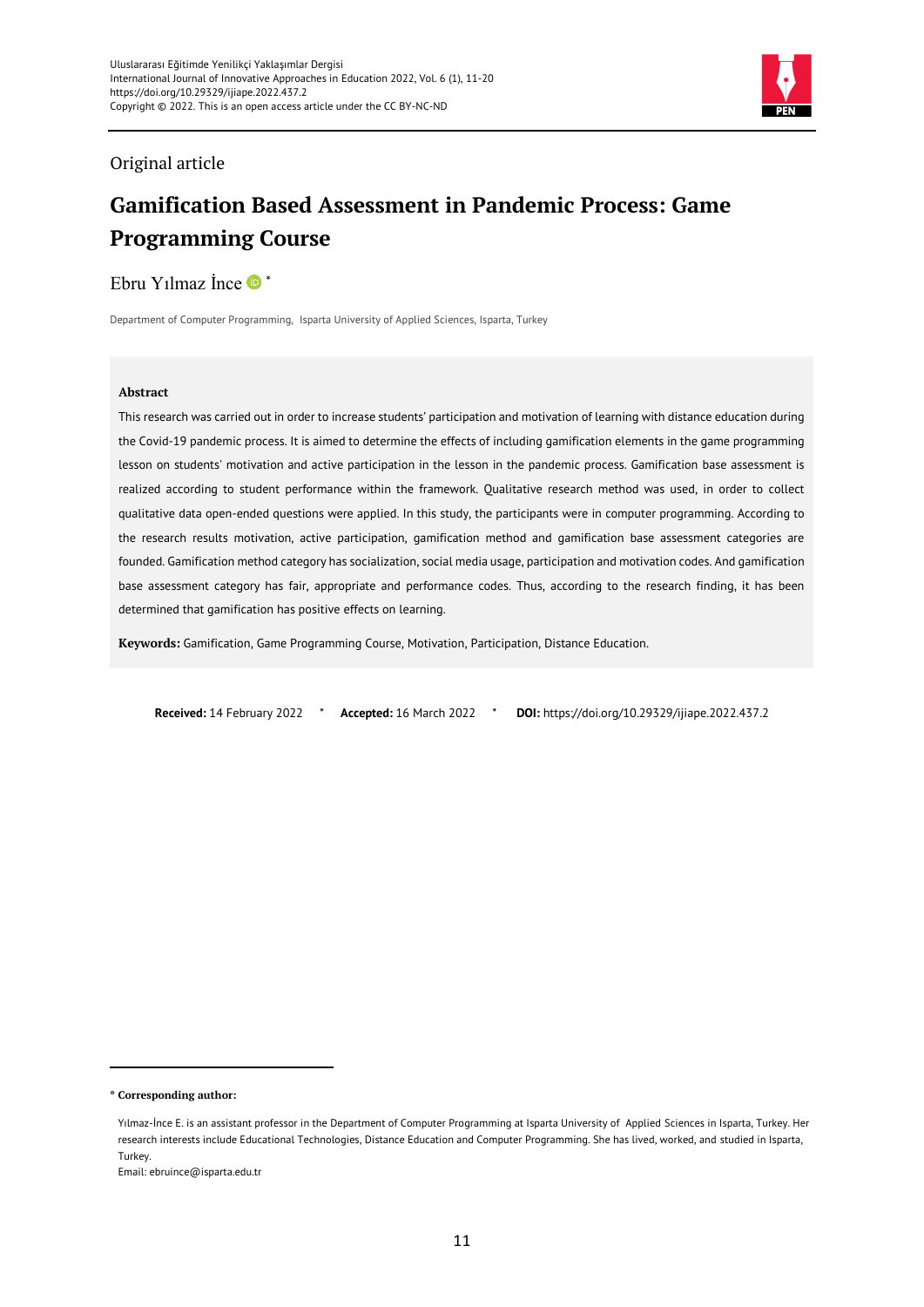Original article

# Gamification Based Assessment in Pandemic Process: Game Programming Course

Ebru Yılmaz İnce *

Department of Computer Programming, Isparta University of Applied Sciences, Isparta, Turkey

**Abstract**

This research was carried out in order to increase students' participation and motivation of learning with distance education during the Covid-19 pandemic process. It is aimed to determine the effects of including gamification elements in the game programming lesson on students' motivation and active participation in the lesson in the pandemic process. Gamification base assessment is realized according to student performance within the framework. Qualitative research method was used, in order to collect qualitative data open-ended questions were applied. In this study, the participants were in computer programming. According to the research results motivation, active participation, gamification method and gamification base assessment categories are founded. Gamification method category has socialization, social media usage, participation and motivation codes. And gamification base assessment category has fair, appropriate and performance codes. Thus, according to the research finding, it has been determined that gamification has positive effects on learning.

**Keywords:** Gamification, Game Programming Course, Motivation, Participation, Distance Education.

**Received:** 14 February 2022 * **Accepted:** 16 March 2022 * **DOI:** https://doi.org/10.29329/ijiape.2022.437.2

---

**\* Corresponding author:**

Yılmaz-İnce E. is an assistant professor in the Department of Computer Programming at Isparta University of Applied Sciences in Isparta, Turkey. Her research interests include Educational Technologies, Distance Education and Computer Programming. She has lived, worked, and studied in Isparta, Turkey.

Email: ebruince@isparta.edu.tr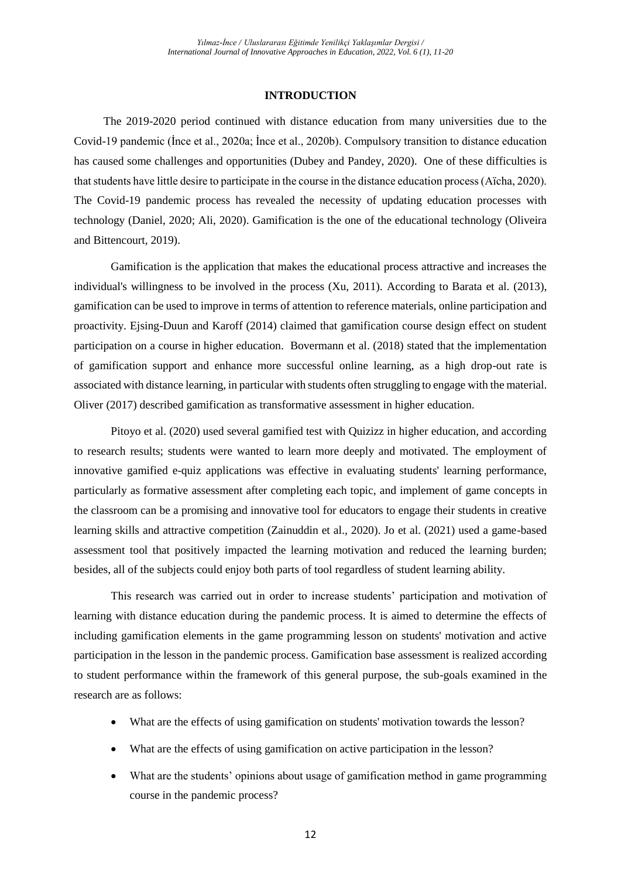## INTRODUCTION

The 2019-2020 period continued with distance education from many universities due to the Covid-19 pandemic (İnce et al., 2020a; İnce et al., 2020b). Compulsory transition to distance education has caused some challenges and opportunities (Dubey and Pandey, 2020). One of these difficulties is that students have little desire to participate in the course in the distance education process (Aïcha, 2020). The Covid-19 pandemic process has revealed the necessity of updating education processes with technology (Daniel, 2020; Ali, 2020). Gamification is the one of the educational technology (Oliveira and Bittencourt, 2019).

Gamification is the application that makes the educational process attractive and increases the individual's willingness to be involved in the process (Xu, 2011). According to Barata et al. (2013), gamification can be used to improve in terms of attention to reference materials, online participation and proactivity. Ejsing-Duun and Karoff (2014) claimed that gamification course design effect on student participation on a course in higher education. Bovermann et al. (2018) stated that the implementation of gamification support and enhance more successful online learning, as a high drop-out rate is associated with distance learning, in particular with students often struggling to engage with the material. Oliver (2017) described gamification as transformative assessment in higher education.

Pitoyo et al. (2020) used several gamified test with Quizizz in higher education, and according to research results; students were wanted to learn more deeply and motivated. The employment of innovative gamified e-quiz applications was effective in evaluating students' learning performance, particularly as formative assessment after completing each topic, and implement of game concepts in the classroom can be a promising and innovative tool for educators to engage their students in creative learning skills and attractive competition (Zainuddin et al., 2020). Jo et al. (2021) used a game-based assessment tool that positively impacted the learning motivation and reduced the learning burden; besides, all of the subjects could enjoy both parts of tool regardless of student learning ability.

This research was carried out in order to increase students' participation and motivation of learning with distance education during the pandemic process. It is aimed to determine the effects of including gamification elements in the game programming lesson on students' motivation and active participation in the lesson in the pandemic process. Gamification base assessment is realized according to student performance within the framework of this general purpose, the sub-goals examined in the research are as follows:

- What are the effects of using gamification on students' motivation towards the lesson?
- What are the effects of using gamification on active participation in the lesson?
- What are the students' opinions about usage of gamification method in game programming course in the pandemic process?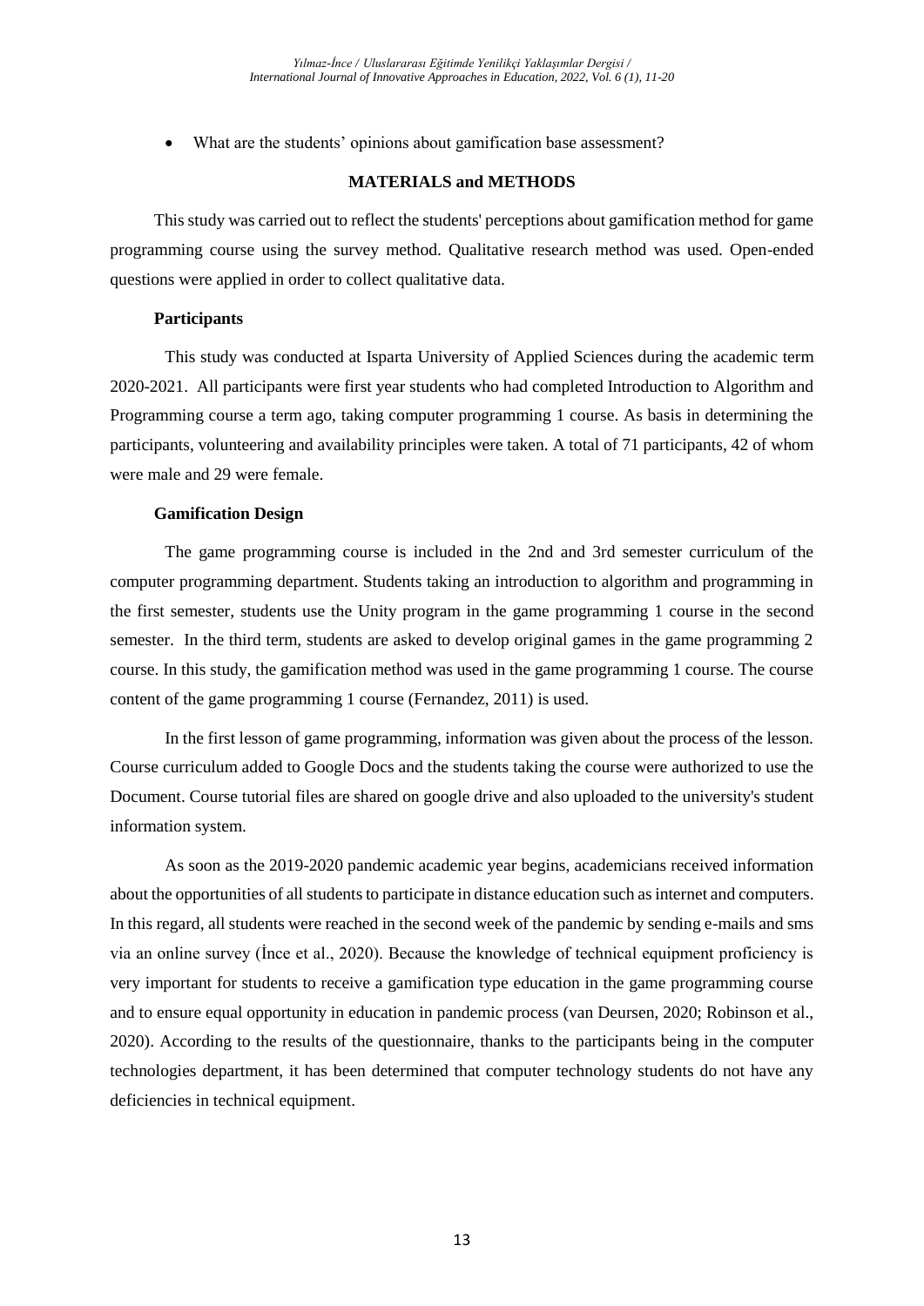- What are the students' opinions about gamification base assessment?

## MATERIALS and METHODS

This study was carried out to reflect the students' perceptions about gamification method for game programming course using the survey method. Qualitative research method was used. Open-ended questions were applied in order to collect qualitative data.

### Participants

This study was conducted at Isparta University of Applied Sciences during the academic term 2020-2021. All participants were first year students who had completed Introduction to Algorithm and Programming course a term ago, taking computer programming 1 course. As basis in determining the participants, volunteering and availability principles were taken. A total of 71 participants, 42 of whom were male and 29 were female.

### Gamification Design

The game programming course is included in the 2nd and 3rd semester curriculum of the computer programming department. Students taking an introduction to algorithm and programming in the first semester, students use the Unity program in the game programming 1 course in the second semester. In the third term, students are asked to develop original games in the game programming 2 course. In this study, the gamification method was used in the game programming 1 course. The course content of the game programming 1 course (Fernandez, 2011) is used.

In the first lesson of game programming, information was given about the process of the lesson. Course curriculum added to Google Docs and the students taking the course were authorized to use the Document. Course tutorial files are shared on google drive and also uploaded to the university's student information system.

As soon as the 2019-2020 pandemic academic year begins, academicians received information about the opportunities of all students to participate in distance education such as internet and computers. In this regard, all students were reached in the second week of the pandemic by sending e-mails and sms via an online survey (İnce et al., 2020). Because the knowledge of technical equipment proficiency is very important for students to receive a gamification type education in the game programming course and to ensure equal opportunity in education in pandemic process (van Deursen, 2020; Robinson et al., 2020). According to the results of the questionnaire, thanks to the participants being in the computer technologies department, it has been determined that computer technology students do not have any deficiencies in technical equipment.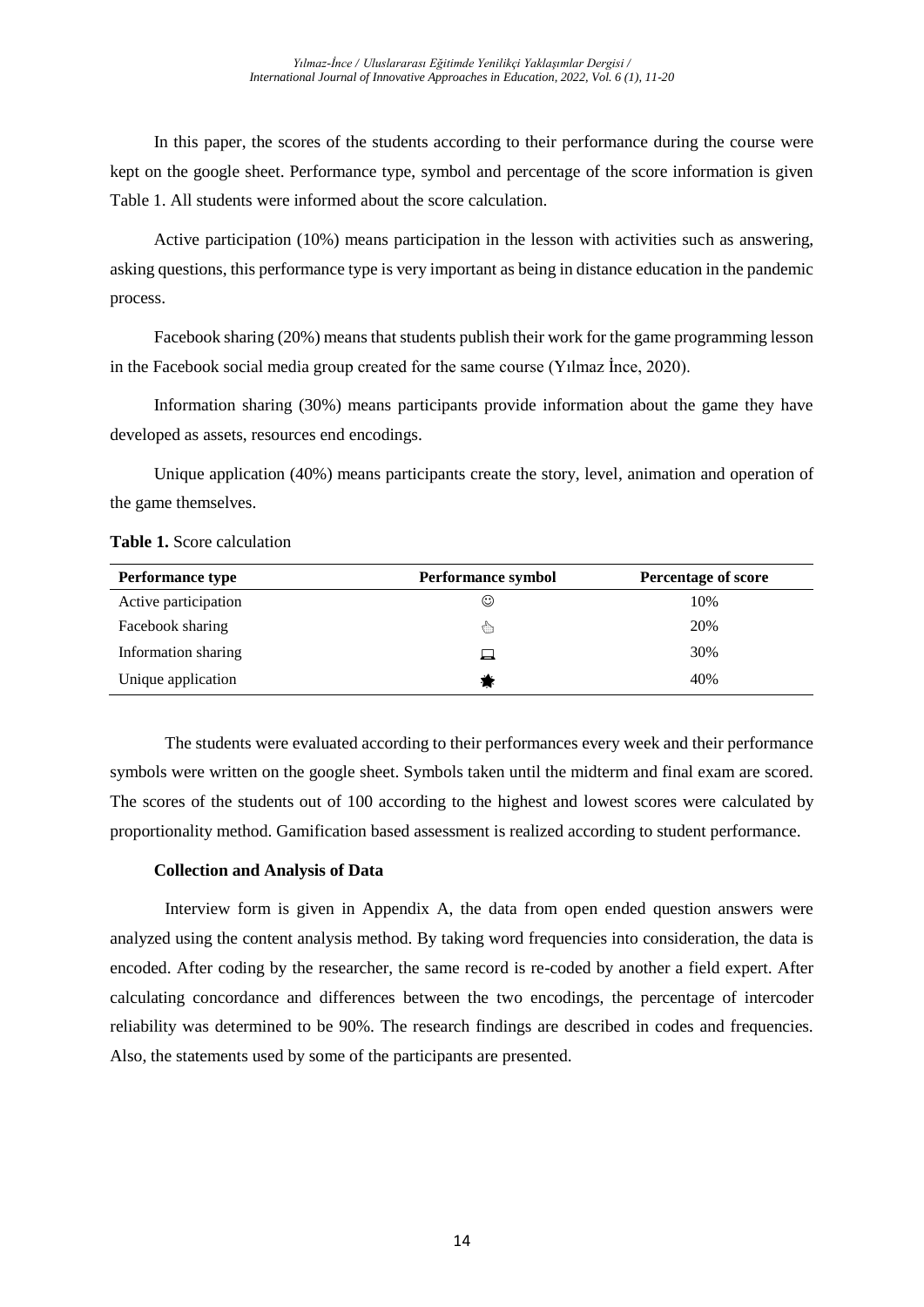In this paper, the scores of the students according to their performance during the course were kept on the google sheet. Performance type, symbol and percentage of the score information is given Table 1. All students were informed about the score calculation.

Active participation (10%) means participation in the lesson with activities such as answering, asking questions, this performance type is very important as being in distance education in the pandemic process.

Facebook sharing (20%) means that students publish their work for the game programming lesson in the Facebook social media group created for the same course (Yılmaz İnce, 2020).

Information sharing (30%) means participants provide information about the game they have developed as assets, resources end encodings.

Unique application (40%) means participants create the story, level, animation and operation of the game themselves.

**Table 1.** Score calculation

| Performance type | Performance symbol | Percentage of score |
|---|---|---|
| Active participation | ☺ | 10% |
| Facebook sharing | 👍 | 20% |
| Information sharing | 💻 | 30% |
| Unique application | ✸ | 40% |

The students were evaluated according to their performances every week and their performance symbols were written on the google sheet. Symbols taken until the midterm and final exam are scored. The scores of the students out of 100 according to the highest and lowest scores were calculated by proportionality method. Gamification based assessment is realized according to student performance.

**Collection and Analysis of Data**

Interview form is given in Appendix A, the data from open ended question answers were analyzed using the content analysis method. By taking word frequencies into consideration, the data is encoded. After coding by the researcher, the same record is re-coded by another a field expert. After calculating concordance and differences between the two encodings, the percentage of intercoder reliability was determined to be 90%. The research findings are described in codes and frequencies. Also, the statements used by some of the participants are presented.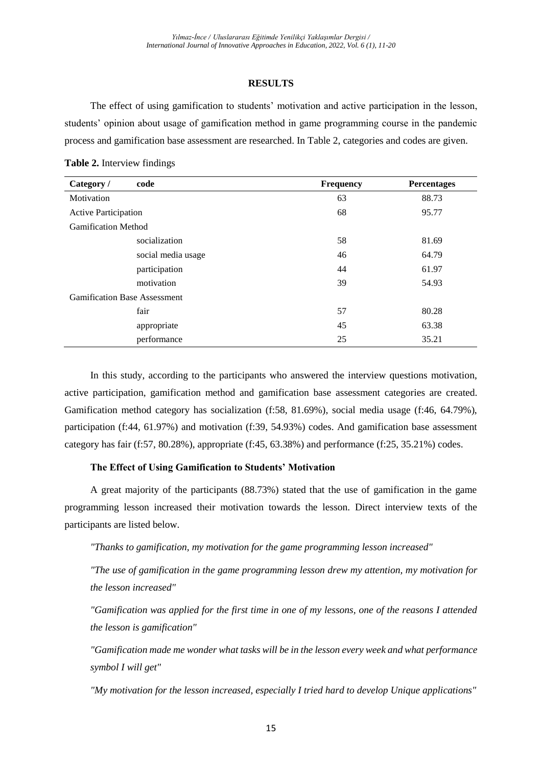## RESULTS

The effect of using gamification to students' motivation and active participation in the lesson, students' opinion about usage of gamification method in game programming course in the pandemic process and gamification base assessment are researched. In Table 2, categories and codes are given.

**Table 2.** Interview findings

| Category / | code | Frequency | Percentages |
|---|---|---|---|
| Motivation | | 63 | 88.73 |
| Active Participation | | 68 | 95.77 |
| Gamification Method | | | |
| | socialization | 58 | 81.69 |
| | social media usage | 46 | 64.79 |
| | participation | 44 | 61.97 |
| | motivation | 39 | 54.93 |
| Gamification Base Assessment | | | |
| | fair | 57 | 80.28 |
| | appropriate | 45 | 63.38 |
| | performance | 25 | 35.21 |

In this study, according to the participants who answered the interview questions motivation, active participation, gamification method and gamification base assessment categories are created. Gamification method category has socialization (f:58, 81.69%), social media usage (f:46, 64.79%), participation (f:44, 61.97%) and motivation (f:39, 54.93%) codes. And gamification base assessment category has fair (f:57, 80.28%), appropriate (f:45, 63.38%) and performance (f:25, 35.21%) codes.

### The Effect of Using Gamification to Students' Motivation

A great majority of the participants (88.73%) stated that the use of gamification in the game programming lesson increased their motivation towards the lesson. Direct interview texts of the participants are listed below.

*"Thanks to gamification, my motivation for the game programming lesson increased"*

*"The use of gamification in the game programming lesson drew my attention, my motivation for the lesson increased"*

*"Gamification was applied for the first time in one of my lessons, one of the reasons I attended the lesson is gamification"*

*"Gamification made me wonder what tasks will be in the lesson every week and what performance symbol I will get"*

*"My motivation for the lesson increased, especially I tried hard to develop Unique applications"*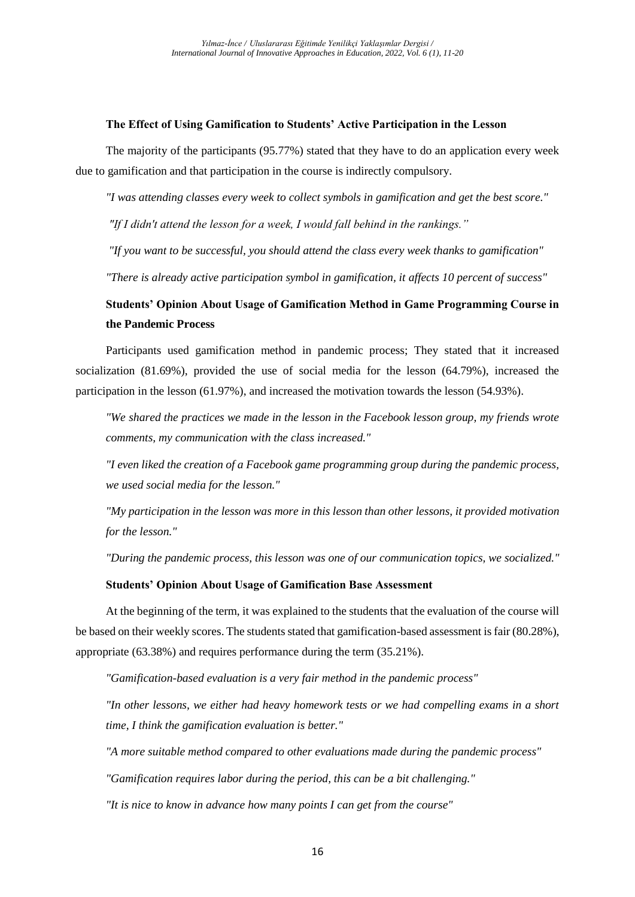**The Effect of Using Gamification to Students' Active Participation in the Lesson**

The majority of the participants (95.77%) stated that they have to do an application every week due to gamification and that participation in the course is indirectly compulsory.

*"I was attending classes every week to collect symbols in gamification and get the best score."*

*"If I didn't attend the lesson for a week, I would fall behind in the rankings."*

*"If you want to be successful, you should attend the class every week thanks to gamification"*

*"There is already active participation symbol in gamification, it affects 10 percent of success"*

**Students' Opinion About Usage of Gamification Method in Game Programming Course in the Pandemic Process**

Participants used gamification method in pandemic process; They stated that it increased socialization (81.69%), provided the use of social media for the lesson (64.79%), increased the participation in the lesson (61.97%), and increased the motivation towards the lesson (54.93%).

*"We shared the practices we made in the lesson in the Facebook lesson group, my friends wrote comments, my communication with the class increased."*

*"I even liked the creation of a Facebook game programming group during the pandemic process, we used social media for the lesson."*

*"My participation in the lesson was more in this lesson than other lessons, it provided motivation for the lesson."*

*"During the pandemic process, this lesson was one of our communication topics, we socialized."*

**Students' Opinion About Usage of Gamification Base Assessment**

At the beginning of the term, it was explained to the students that the evaluation of the course will be based on their weekly scores. The students stated that gamification-based assessment is fair (80.28%), appropriate (63.38%) and requires performance during the term (35.21%).

*"Gamification-based evaluation is a very fair method in the pandemic process"*

*"In other lessons, we either had heavy homework tests or we had compelling exams in a short time, I think the gamification evaluation is better."*

*"A more suitable method compared to other evaluations made during the pandemic process"*

*"Gamification requires labor during the period, this can be a bit challenging."*

*"It is nice to know in advance how many points I can get from the course"*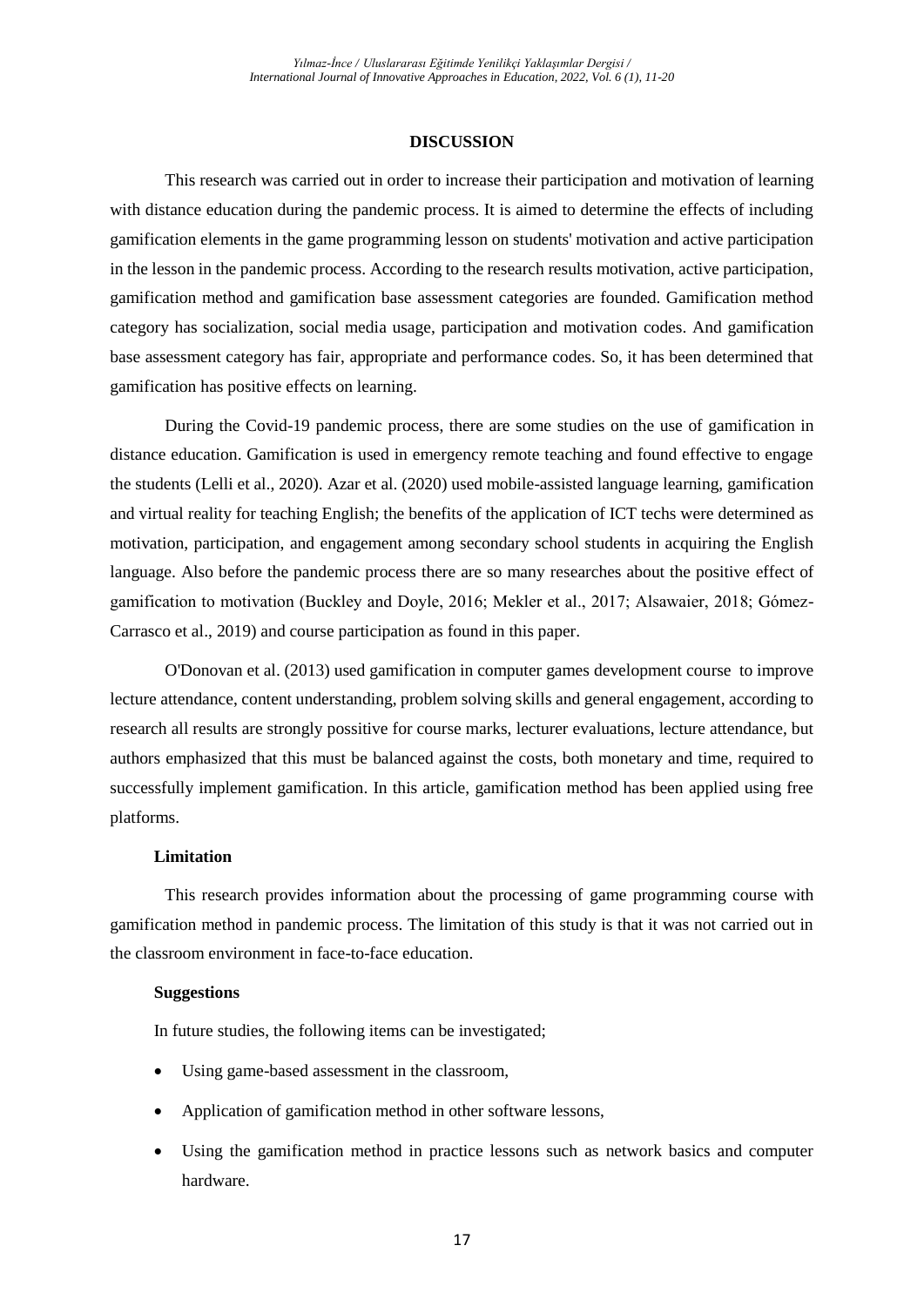## DISCUSSION

This research was carried out in order to increase their participation and motivation of learning with distance education during the pandemic process. It is aimed to determine the effects of including gamification elements in the game programming lesson on students' motivation and active participation in the lesson in the pandemic process. According to the research results motivation, active participation, gamification method and gamification base assessment categories are founded. Gamification method category has socialization, social media usage, participation and motivation codes. And gamification base assessment category has fair, appropriate and performance codes. So, it has been determined that gamification has positive effects on learning.

During the Covid-19 pandemic process, there are some studies on the use of gamification in distance education. Gamification is used in emergency remote teaching and found effective to engage the students (Lelli et al., 2020). Azar et al. (2020) used mobile-assisted language learning, gamification and virtual reality for teaching English; the benefits of the application of ICT techs were determined as motivation, participation, and engagement among secondary school students in acquiring the English language. Also before the pandemic process there are so many researches about the positive effect of gamification to motivation (Buckley and Doyle, 2016; Mekler et al., 2017; Alsawaier, 2018; Gómez-Carrasco et al., 2019) and course participation as found in this paper.

O'Donovan et al. (2013) used gamification in computer games development course to improve lecture attendance, content understanding, problem solving skills and general engagement, according to research all results are strongly possitive for course marks, lecturer evaluations, lecture attendance, but authors emphasized that this must be balanced against the costs, both monetary and time, required to successfully implement gamification. In this article, gamification method has been applied using free platforms.

### Limitation

This research provides information about the processing of game programming course with gamification method in pandemic process. The limitation of this study is that it was not carried out in the classroom environment in face-to-face education.

### Suggestions

In future studies, the following items can be investigated;

- Using game-based assessment in the classroom,
- Application of gamification method in other software lessons,
- Using the gamification method in practice lessons such as network basics and computer hardware.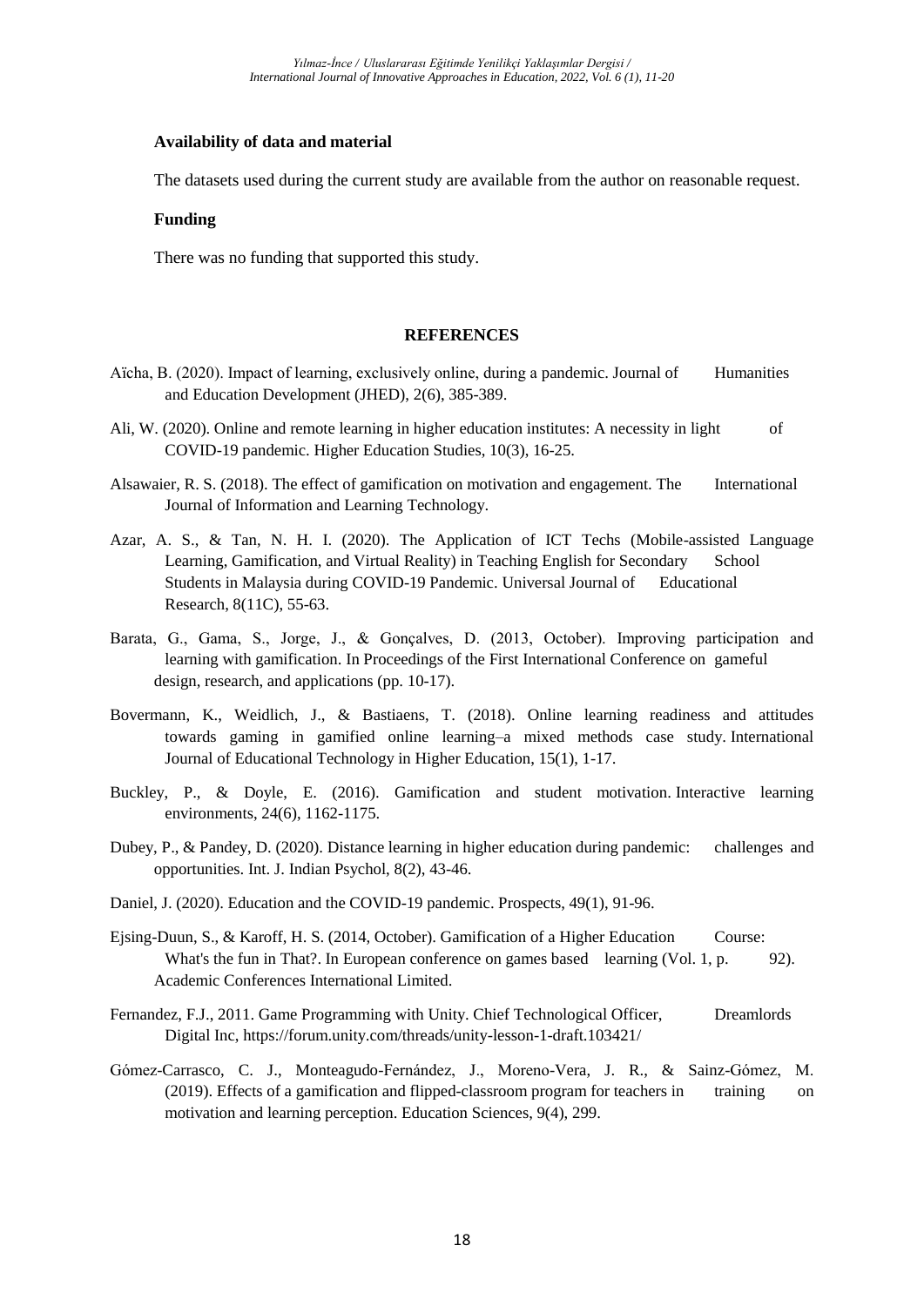**Availability of data and material**

The datasets used during the current study are available from the author on reasonable request.

**Funding**

There was no funding that supported this study.

## REFERENCES

Aïcha, B. (2020). Impact of learning, exclusively online, during a pandemic. Journal of Humanities and Education Development (JHED), 2(6), 385-389.

Ali, W. (2020). Online and remote learning in higher education institutes: A necessity in light of COVID-19 pandemic. Higher Education Studies, 10(3), 16-25.

Alsawaier, R. S. (2018). The effect of gamification on motivation and engagement. The International Journal of Information and Learning Technology.

Azar, A. S., & Tan, N. H. I. (2020). The Application of ICT Techs (Mobile-assisted Language Learning, Gamification, and Virtual Reality) in Teaching English for Secondary School Students in Malaysia during COVID-19 Pandemic. Universal Journal of Educational Research, 8(11C), 55-63.

Barata, G., Gama, S., Jorge, J., & Gonçalves, D. (2013, October). Improving participation and learning with gamification. In Proceedings of the First International Conference on gameful design, research, and applications (pp. 10-17).

Bovermann, K., Weidlich, J., & Bastiaens, T. (2018). Online learning readiness and attitudes towards gaming in gamified online learning–a mixed methods case study. International Journal of Educational Technology in Higher Education, 15(1), 1-17.

Buckley, P., & Doyle, E. (2016). Gamification and student motivation. Interactive learning environments, 24(6), 1162-1175.

Dubey, P., & Pandey, D. (2020). Distance learning in higher education during pandemic: challenges and opportunities. Int. J. Indian Psychol, 8(2), 43-46.

Daniel, J. (2020). Education and the COVID-19 pandemic. Prospects, 49(1), 91-96.

Ejsing-Duun, S., & Karoff, H. S. (2014, October). Gamification of a Higher Education Course: What's the fun in That?. In European conference on games based learning (Vol. 1, p. 92). Academic Conferences International Limited.

Fernandez, F.J., 2011. Game Programming with Unity. Chief Technological Officer, Dreamlords Digital Inc, https://forum.unity.com/threads/unity-lesson-1-draft.103421/

Gómez-Carrasco, C. J., Monteagudo-Fernández, J., Moreno-Vera, J. R., & Sainz-Gómez, M. (2019). Effects of a gamification and flipped-classroom program for teachers in training on motivation and learning perception. Education Sciences, 9(4), 299.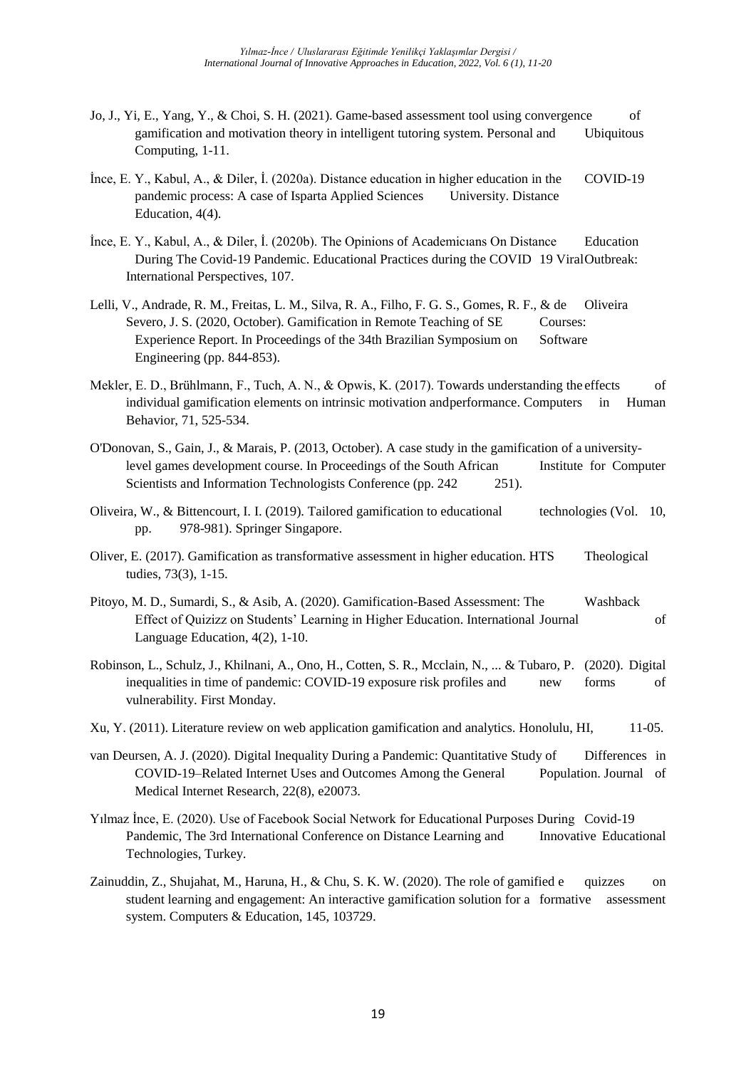Jo, J., Yi, E., Yang, Y., & Choi, S. H. (2021). Game-based assessment tool using convergence of gamification and motivation theory in intelligent tutoring system. Personal and Ubiquitous Computing, 1-11.

İnce, E. Y., Kabul, A., & Diler, İ. (2020a). Distance education in higher education in the COVID-19 pandemic process: A case of Isparta Applied Sciences University. Distance Education, 4(4).

İnce, E. Y., Kabul, A., & Diler, İ. (2020b). The Opinions of Academicıans On Distance Education During The Covid-19 Pandemic. Educational Practices during the COVID 19 Viral Outbreak: International Perspectives, 107.

Lelli, V., Andrade, R. M., Freitas, L. M., Silva, R. A., Filho, F. G. S., Gomes, R. F., & de Oliveira Severo, J. S. (2020, October). Gamification in Remote Teaching of SE Courses: Experience Report. In Proceedings of the 34th Brazilian Symposium on Software Engineering (pp. 844-853).

Mekler, E. D., Brühlmann, F., Tuch, A. N., & Opwis, K. (2017). Towards understanding the effects of individual gamification elements on intrinsic motivation andperformance. Computers in Human Behavior, 71, 525-534.

O'Donovan, S., Gain, J., & Marais, P. (2013, October). A case study in the gamification of a university-level games development course. In Proceedings of the South African Institute for Computer Scientists and Information Technologists Conference (pp. 242 251).

Oliveira, W., & Bittencourt, I. I. (2019). Tailored gamification to educational technologies (Vol. 10, pp. 978-981). Springer Singapore.

Oliver, E. (2017). Gamification as transformative assessment in higher education. HTS Theological tudies, 73(3), 1-15.

Pitoyo, M. D., Sumardi, S., & Asib, A. (2020). Gamification-Based Assessment: The Washback Effect of Quizizz on Students' Learning in Higher Education. International Journal of Language Education, 4(2), 1-10.

Robinson, L., Schulz, J., Khilnani, A., Ono, H., Cotten, S. R., Mcclain, N., ... & Tubaro, P. (2020). Digital inequalities in time of pandemic: COVID-19 exposure risk profiles and new forms of vulnerability. First Monday.

Xu, Y. (2011). Literature review on web application gamification and analytics. Honolulu, HI, 11-05.

van Deursen, A. J. (2020). Digital Inequality During a Pandemic: Quantitative Study of Differences in COVID-19–Related Internet Uses and Outcomes Among the General Population. Journal of Medical Internet Research, 22(8), e20073.

Yılmaz İnce, E. (2020). Use of Facebook Social Network for Educational Purposes During Covid-19 Pandemic, The 3rd International Conference on Distance Learning and Innovative Educational Technologies, Turkey.

Zainuddin, Z., Shujahat, M., Haruna, H., & Chu, S. K. W. (2020). The role of gamified e quizzes on student learning and engagement: An interactive gamification solution for a formative assessment system. Computers & Education, 145, 103729.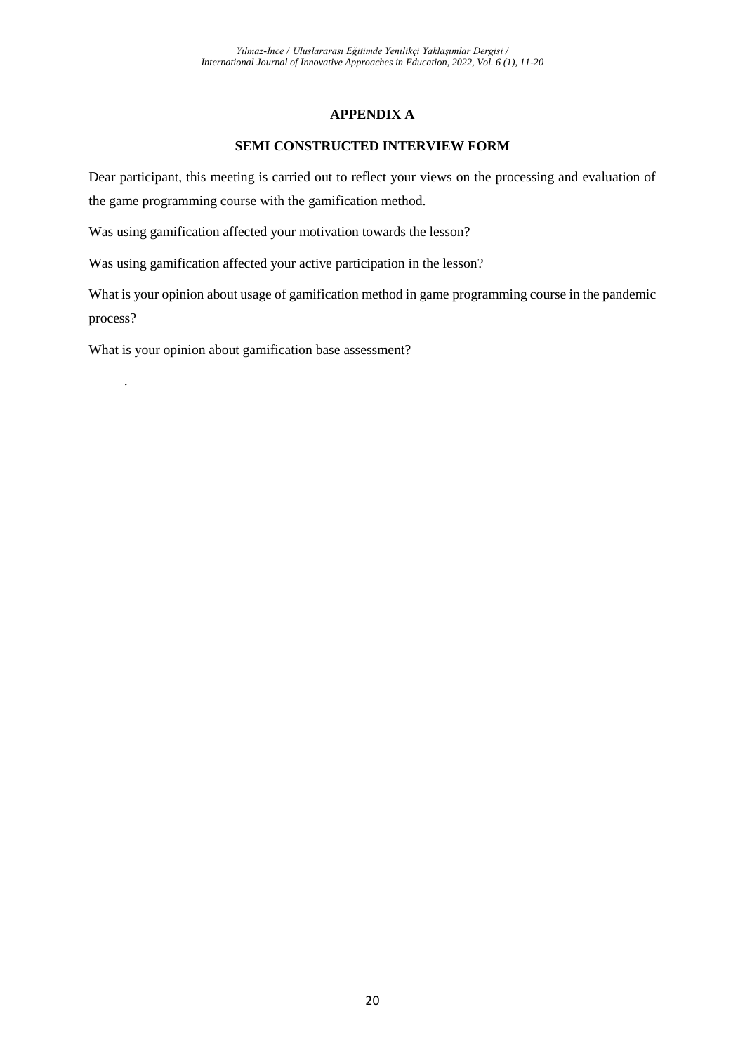## APPENDIX A

### SEMI CONSTRUCTED INTERVIEW FORM

Dear participant, this meeting is carried out to reflect your views on the processing and evaluation of the game programming course with the gamification method.

Was using gamification affected your motivation towards the lesson?

Was using gamification affected your active participation in the lesson?

What is your opinion about usage of gamification method in game programming course in the pandemic process?

What is your opinion about gamification base assessment?

.